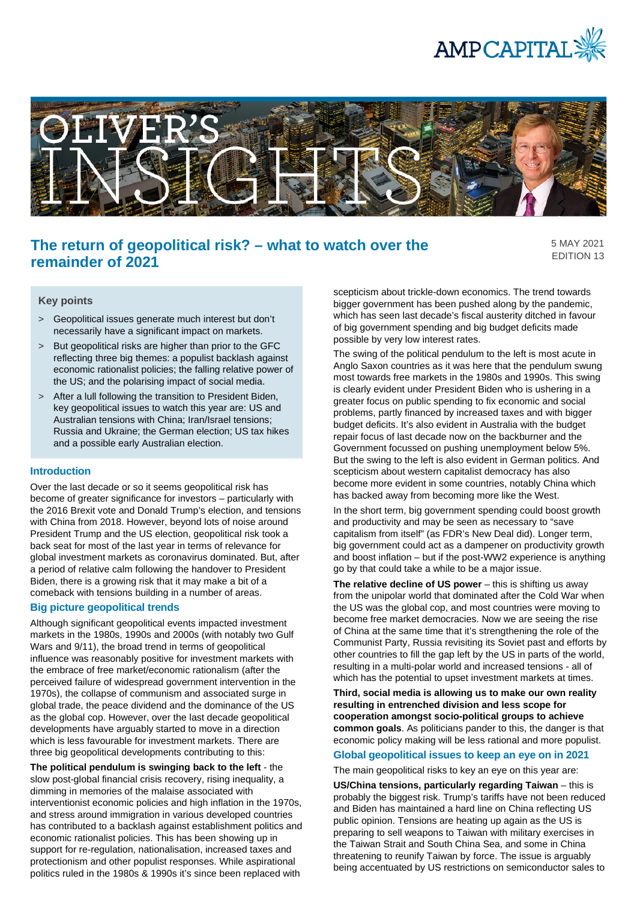# The return of geopolitical risk? – what to watch over the remainder of 2021

5 MAY 2021
EDITION 13

### Key points

- Geopolitical issues generate much interest but don't necessarily have a significant impact on markets.
- But geopolitical risks are higher than prior to the GFC reflecting three big themes: a populist backlash against economic rationalist policies; the falling relative power of the US; and the polarising impact of social media.
- After a lull following the transition to President Biden, key geopolitical issues to watch this year are: US and Australian tensions with China; Iran/Israel tensions; Russia and Ukraine; the German election; US tax hikes and a possible early Australian election.

## Introduction

Over the last decade or so it seems geopolitical risk has become of greater significance for investors – particularly with the 2016 Brexit vote and Donald Trump's election, and tensions with China from 2018. However, beyond lots of noise around President Trump and the US election, geopolitical risk took a back seat for most of the last year in terms of relevance for global investment markets as coronavirus dominated. But, after a period of relative calm following the handover to President Biden, there is a growing risk that it may make a bit of a comeback with tensions building in a number of areas.

## Big picture geopolitical trends

Although significant geopolitical events impacted investment markets in the 1980s, 1990s and 2000s (with notably two Gulf Wars and 9/11), the broad trend in terms of geopolitical influence was reasonably positive for investment markets with the embrace of free market/economic rationalism (after the perceived failure of widespread government intervention in the 1970s), the collapse of communism and associated surge in global trade, the peace dividend and the dominance of the US as the global cop. However, over the last decade geopolitical developments have arguably started to move in a direction which is less favourable for investment markets. There are three big geopolitical developments contributing to this:

**The political pendulum is swinging back to the left** - the slow post-global financial crisis recovery, rising inequality, a dimming in memories of the malaise associated with interventionist economic policies and high inflation in the 1970s, and stress around immigration in various developed countries has contributed to a backlash against establishment politics and economic rationalist policies. This has been showing up in support for re-regulation, nationalisation, increased taxes and protectionism and other populist responses. While aspirational politics ruled in the 1980s & 1990s it's since been replaced with scepticism about trickle-down economics. The trend towards bigger government has been pushed along by the pandemic, which has seen last decade's fiscal austerity ditched in favour of big government spending and big budget deficits made possible by very low interest rates.

The swing of the political pendulum to the left is most acute in Anglo Saxon countries as it was here that the pendulum swung most towards free markets in the 1980s and 1990s. This swing is clearly evident under President Biden who is ushering in a greater focus on public spending to fix economic and social problems, partly financed by increased taxes and with bigger budget deficits. It's also evident in Australia with the budget repair focus of last decade now on the backburner and the Government focussed on pushing unemployment below 5%. But the swing to the left is also evident in German politics. And scepticism about western capitalist democracy has also become more evident in some countries, notably China which has backed away from becoming more like the West.

In the short term, big government spending could boost growth and productivity and may be seen as necessary to "save capitalism from itself" (as FDR's New Deal did). Longer term, big government could act as a dampener on productivity growth and boost inflation – but if the post-WW2 experience is anything go by that could take a while to be a major issue.

**The relative decline of US power** – this is shifting us away from the unipolar world that dominated after the Cold War when the US was the global cop, and most countries were moving to become free market democracies. Now we are seeing the rise of China at the same time that it's strengthening the role of the Communist Party, Russia revisiting its Soviet past and efforts by other countries to fill the gap left by the US in parts of the world, resulting in a multi-polar world and increased tensions - all of which has the potential to upset investment markets at times.

**Third, social media is allowing us to make our own reality resulting in entrenched division and less scope for cooperation amongst socio-political groups to achieve common goals**. As politicians pander to this, the danger is that economic policy making will be less rational and more populist.

## Global geopolitical issues to keep an eye on in 2021

The main geopolitical risks to key an eye on this year are:

**US/China tensions, particularly regarding Taiwan** – this is probably the biggest risk. Trump's tariffs have not been reduced and Biden has maintained a hard line on China reflecting US public opinion. Tensions are heating up again as the US is preparing to sell weapons to Taiwan with military exercises in the Taiwan Strait and South China Sea, and some in China threatening to reunify Taiwan by force. The issue is arguably being accentuated by US restrictions on semiconductor sales to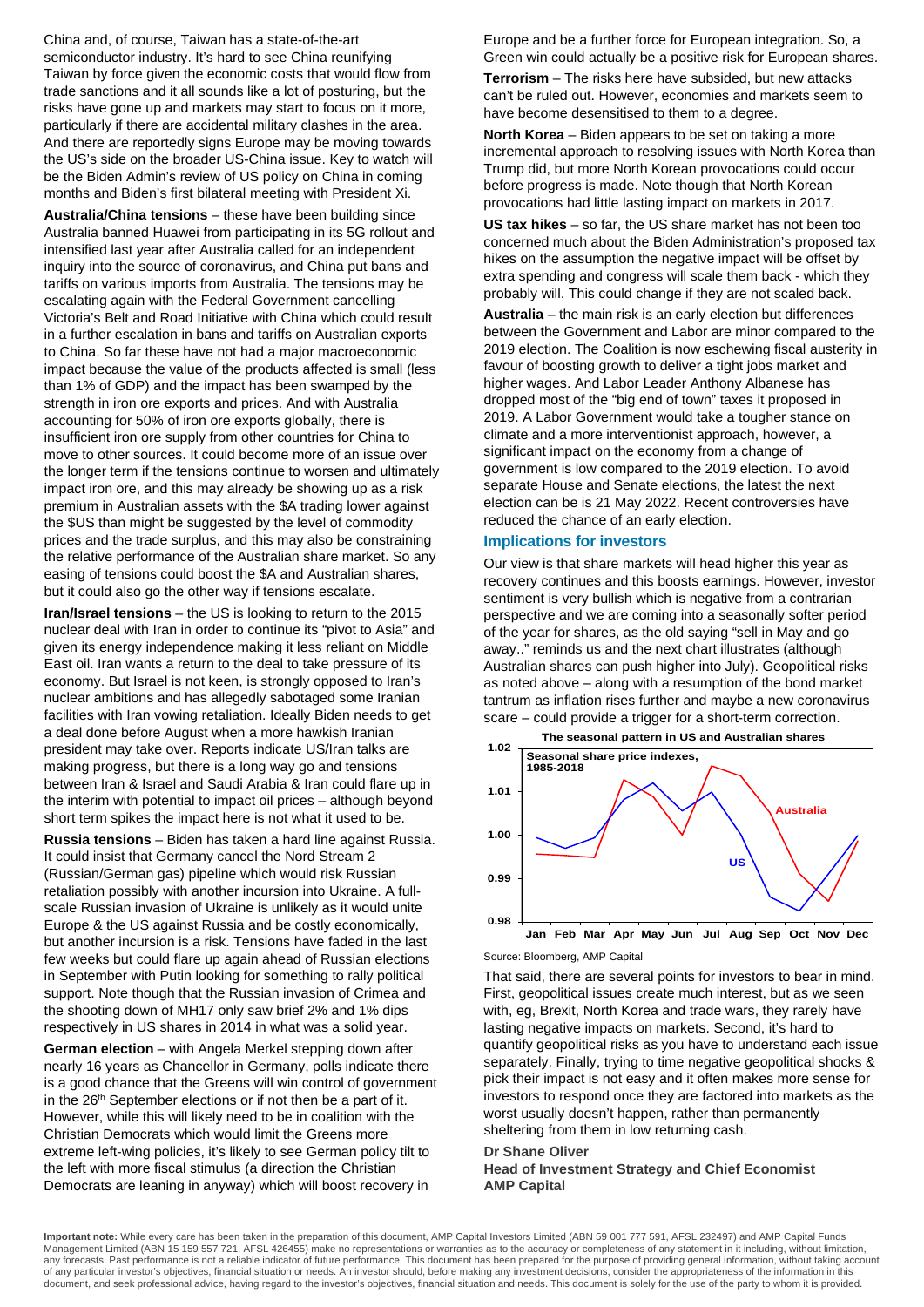China and, of course, Taiwan has a state-of-the-art semiconductor industry. It's hard to see China reunifying Taiwan by force given the economic costs that would flow from trade sanctions and it all sounds like a lot of posturing, but the risks have gone up and markets may start to focus on it more, particularly if there are accidental military clashes in the area. And there are reportedly signs Europe may be moving towards the US's side on the broader US-China issue. Key to watch will be the Biden Admin's review of US policy on China in coming months and Biden's first bilateral meeting with President Xi.

**Australia/China tensions** – these have been building since Australia banned Huawei from participating in its 5G rollout and intensified last year after Australia called for an independent inquiry into the source of coronavirus, and China put bans and tariffs on various imports from Australia. The tensions may be escalating again with the Federal Government cancelling Victoria's Belt and Road Initiative with China which could result in a further escalation in bans and tariffs on Australian exports to China. So far these have not had a major macroeconomic impact because the value of the products affected is small (less than 1% of GDP) and the impact has been swamped by the strength in iron ore exports and prices. And with Australia accounting for 50% of iron ore exports globally, there is insufficient iron ore supply from other countries for China to move to other sources. It could become more of an issue over the longer term if the tensions continue to worsen and ultimately impact iron ore, and this may already be showing up as a risk premium in Australian assets with the $A trading lower against the $US than might be suggested by the level of commodity prices and the trade surplus, and this may also be constraining the relative performance of the Australian share market. So any easing of tensions could boost the $A and Australian shares, but it could also go the other way if tensions escalate.

**Iran/Israel tensions** – the US is looking to return to the 2015 nuclear deal with Iran in order to continue its "pivot to Asia" and given its energy independence making it less reliant on Middle East oil. Iran wants a return to the deal to take pressure of its economy. But Israel is not keen, is strongly opposed to Iran's nuclear ambitions and has allegedly sabotaged some Iranian facilities with Iran vowing retaliation. Ideally Biden needs to get a deal done before August when a more hawkish Iranian president may take over. Reports indicate US/Iran talks are making progress, but there is a long way go and tensions between Iran & Israel and Saudi Arabia & Iran could flare up in the interim with potential to impact oil prices – although beyond short term spikes the impact here is not what it used to be.

**Russia tensions** – Biden has taken a hard line against Russia. It could insist that Germany cancel the Nord Stream 2 (Russian/German gas) pipeline which would risk Russian retaliation possibly with another incursion into Ukraine. A full-scale Russian invasion of Ukraine is unlikely as it would unite Europe & the US against Russia and be costly economically, but another incursion is a risk. Tensions have faded in the last few weeks but could flare up again ahead of Russian elections in September with Putin looking for something to rally political support. Note though that the Russian invasion of Crimea and the shooting down of MH17 only saw brief 2% and 1% dips respectively in US shares in 2014 in what was a solid year.

**German election** – with Angela Merkel stepping down after nearly 16 years as Chancellor in Germany, polls indicate there is a good chance that the Greens will win control of government in the 26th September elections or if not then be a part of it. However, while this will likely need to be in coalition with the Christian Democrats which would limit the Greens more extreme left-wing policies, it's likely to see German policy tilt to the left with more fiscal stimulus (a direction the Christian Democrats are leaning in anyway) which will boost recovery in Europe and be a further force for European integration. So, a Green win could actually be a positive risk for European shares.

**Terrorism** – The risks here have subsided, but new attacks can't be ruled out. However, economies and markets seem to have become desensitised to them to a degree.

**North Korea** – Biden appears to be set on taking a more incremental approach to resolving issues with North Korea than Trump did, but more North Korean provocations could occur before progress is made. Note though that North Korean provocations had little lasting impact on markets in 2017.

**US tax hikes** – so far, the US share market has not been too concerned much about the Biden Administration's proposed tax hikes on the assumption the negative impact will be offset by extra spending and congress will scale them back - which they probably will. This could change if they are not scaled back.

**Australia** – the main risk is an early election but differences between the Government and Labor are minor compared to the 2019 election. The Coalition is now eschewing fiscal austerity in favour of boosting growth to deliver a tight jobs market and higher wages. And Labor Leader Anthony Albanese has dropped most of the "big end of town" taxes it proposed in 2019. A Labor Government would take a tougher stance on climate and a more interventionist approach, however, a significant impact on the economy from a change of government is low compared to the 2019 election. To avoid separate House and Senate elections, the latest the next election can be is 21 May 2022. Recent controversies have reduced the chance of an early election.

## Implications for investors

Our view is that share markets will head higher this year as recovery continues and this boosts earnings. However, investor sentiment is very bullish which is negative from a contrarian perspective and we are coming into a seasonally softer period of the year for shares, as the old saying "sell in May and go away.." reminds us and the next chart illustrates (although Australian shares can push higher into July). Geopolitical risks as noted above – along with a resumption of the bond market tantrum as inflation rises further and maybe a new coronavirus scare – could provide a trigger for a short-term correction.

**The seasonal pattern in US and Australian shares**

Seasonal share price indexes, 1985-2018

1.02
1.01
1.00
0.99
0.98

Jan Feb Mar Apr May Jun Jul Aug Sep Oct Nov Dec

Australia

US

Source: Bloomberg, AMP Capital

That said, there are several points for investors to bear in mind. First, geopolitical issues create much interest, but as we seen with, eg, Brexit, North Korea and trade wars, they rarely have lasting negative impacts on markets. Second, it's hard to quantify geopolitical risks as you have to understand each issue separately. Finally, trying to time negative geopolitical shocks & pick their impact is not easy and it often makes more sense for investors to respond once they are factored into markets as the worst usually doesn't happen, rather than permanently sheltering from them in low returning cash.

**Dr Shane Oliver**
**Head of Investment Strategy and Chief Economist**
**AMP Capital**

**Important note:** While every care has been taken in the preparation of this document, AMP Capital Investors Limited (ABN 59 001 777 591, AFSL 232497) and AMP Capital Funds Management Limited (ABN 15 159 557 721, AFSL 426455) make no representations or warranties as to the accuracy or completeness of any statement in it including, without limitation, any forecasts. Past performance is not a reliable indicator of future performance. This document has been prepared for the purpose of providing general information, without taking account of any particular investor's objectives, financial situation or needs. An investor should, before making any investment decisions, consider the appropriateness of the information in this document, and seek professional advice, having regard to the investor's objectives, financial situation and needs. This document is solely for the use of the party to whom it is provided.